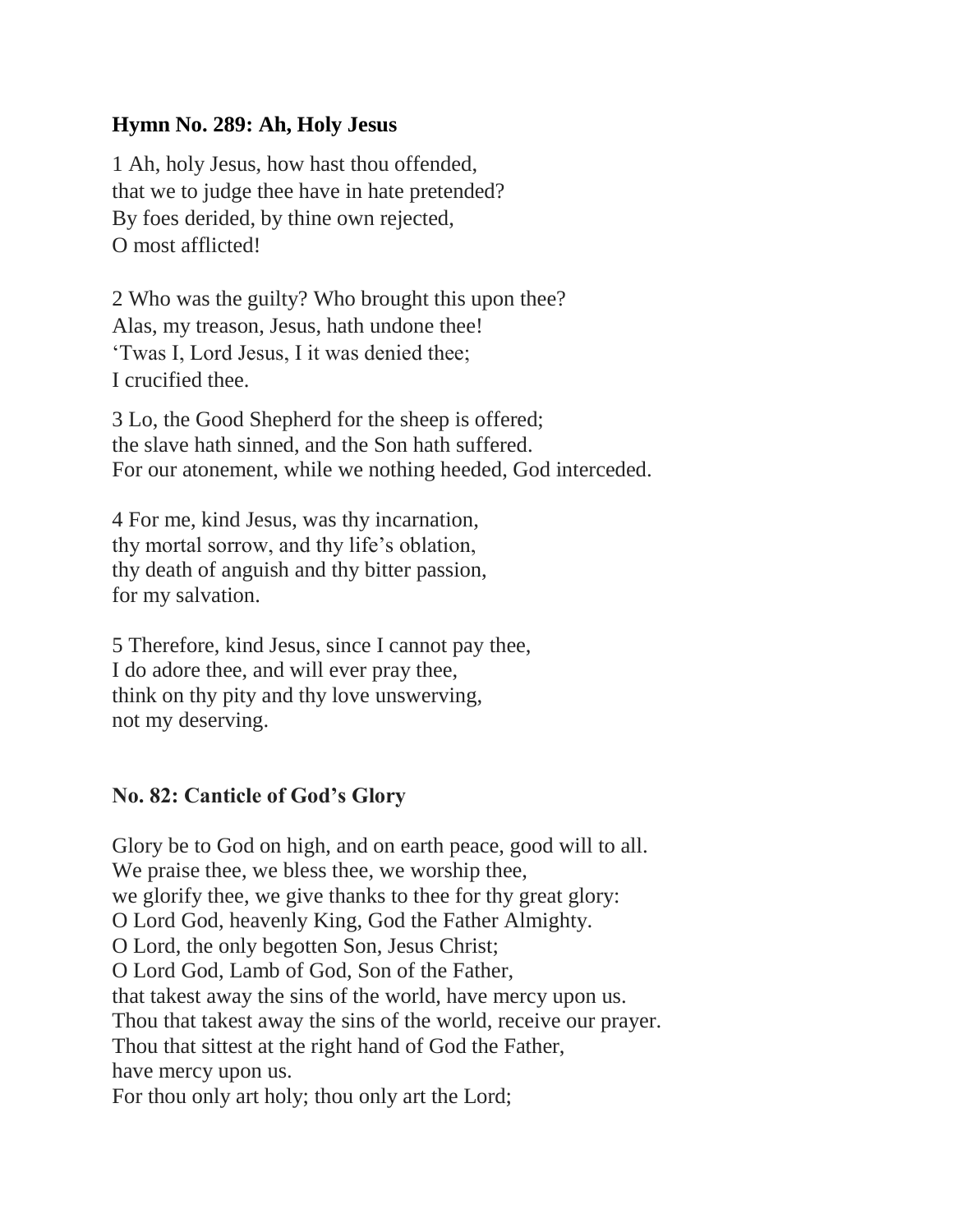**Hymn No. 289: Ah, Holy Jesus**

1 Ah, holy Jesus, how hast thou offended,
that we to judge thee have in hate pretended?
By foes derided, by thine own rejected,
O most afflicted!

2 Who was the guilty? Who brought this upon thee?
Alas, my treason, Jesus, hath undone thee!
'Twas I, Lord Jesus, I it was denied thee;
I crucified thee.

3 Lo, the Good Shepherd for the sheep is offered;
the slave hath sinned, and the Son hath suffered.
For our atonement, while we nothing heeded, God interceded.

4 For me, kind Jesus, was thy incarnation,
thy mortal sorrow, and thy life's oblation,
thy death of anguish and thy bitter passion,
for my salvation.

5 Therefore, kind Jesus, since I cannot pay thee,
I do adore thee, and will ever pray thee,
think on thy pity and thy love unswerving,
not my deserving.

**No. 82: Canticle of God's Glory**

Glory be to God on high, and on earth peace, good will to all.
We praise thee, we bless thee, we worship thee,
we glorify thee, we give thanks to thee for thy great glory:
O Lord God, heavenly King, God the Father Almighty.
O Lord, the only begotten Son, Jesus Christ;
O Lord God, Lamb of God, Son of the Father,
that takest away the sins of the world, have mercy upon us.
Thou that takest away the sins of the world, receive our prayer.
Thou that sittest at the right hand of God the Father,
have mercy upon us.
For thou only art holy; thou only art the Lord;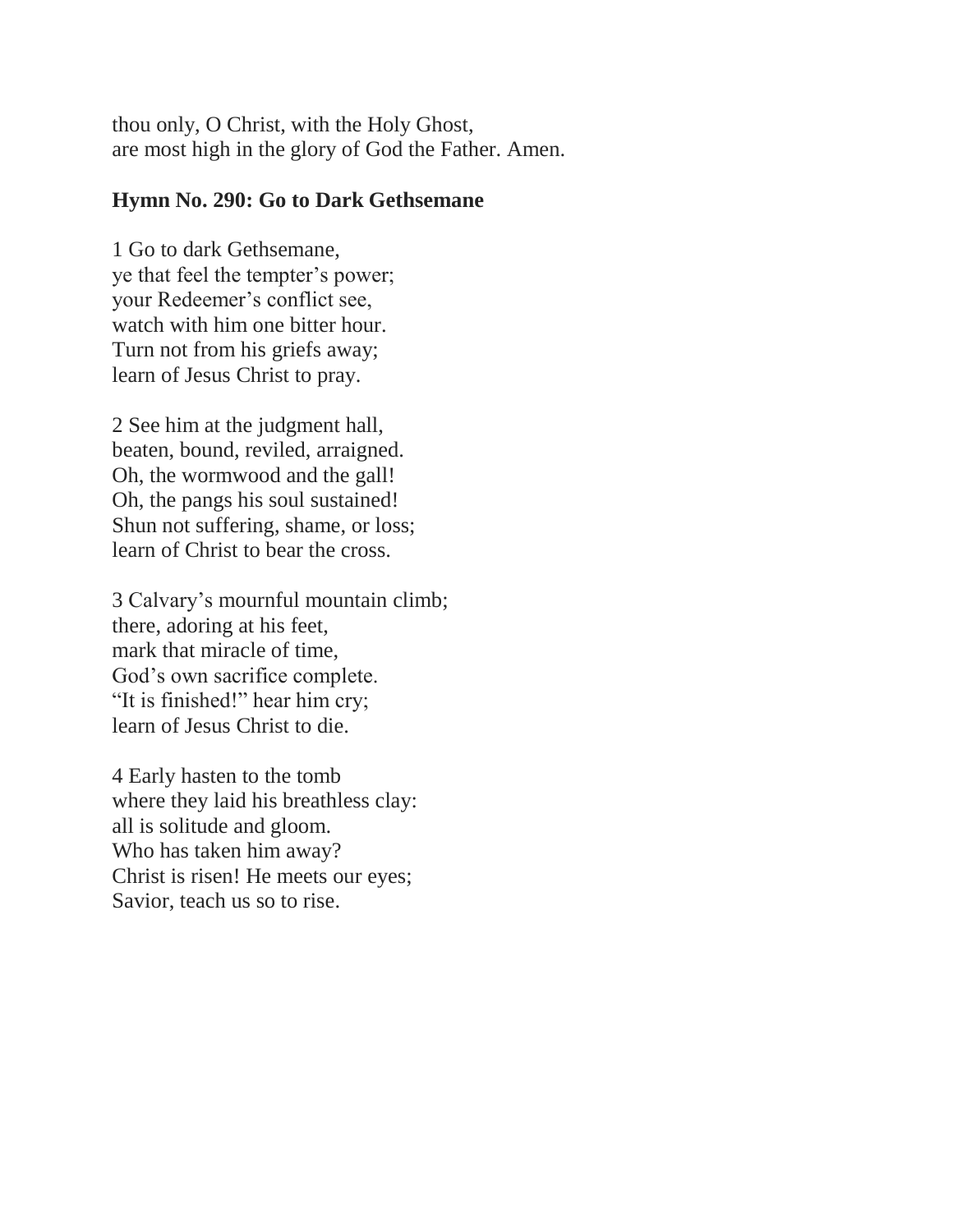thou only, O Christ, with the Holy Ghost,
are most high in the glory of God the Father. Amen.

**Hymn No. 290: Go to Dark Gethsemane**

1 Go to dark Gethsemane,
ye that feel the tempter's power;
your Redeemer's conflict see,
watch with him one bitter hour.
Turn not from his griefs away;
learn of Jesus Christ to pray.

2 See him at the judgment hall,
beaten, bound, reviled, arraigned.
Oh, the wormwood and the gall!
Oh, the pangs his soul sustained!
Shun not suffering, shame, or loss;
learn of Christ to bear the cross.

3 Calvary's mournful mountain climb;
there, adoring at his feet,
mark that miracle of time,
God's own sacrifice complete.
"It is finished!" hear him cry;
learn of Jesus Christ to die.

4 Early hasten to the tomb
where they laid his breathless clay:
all is solitude and gloom.
Who has taken him away?
Christ is risen! He meets our eyes;
Savior, teach us so to rise.